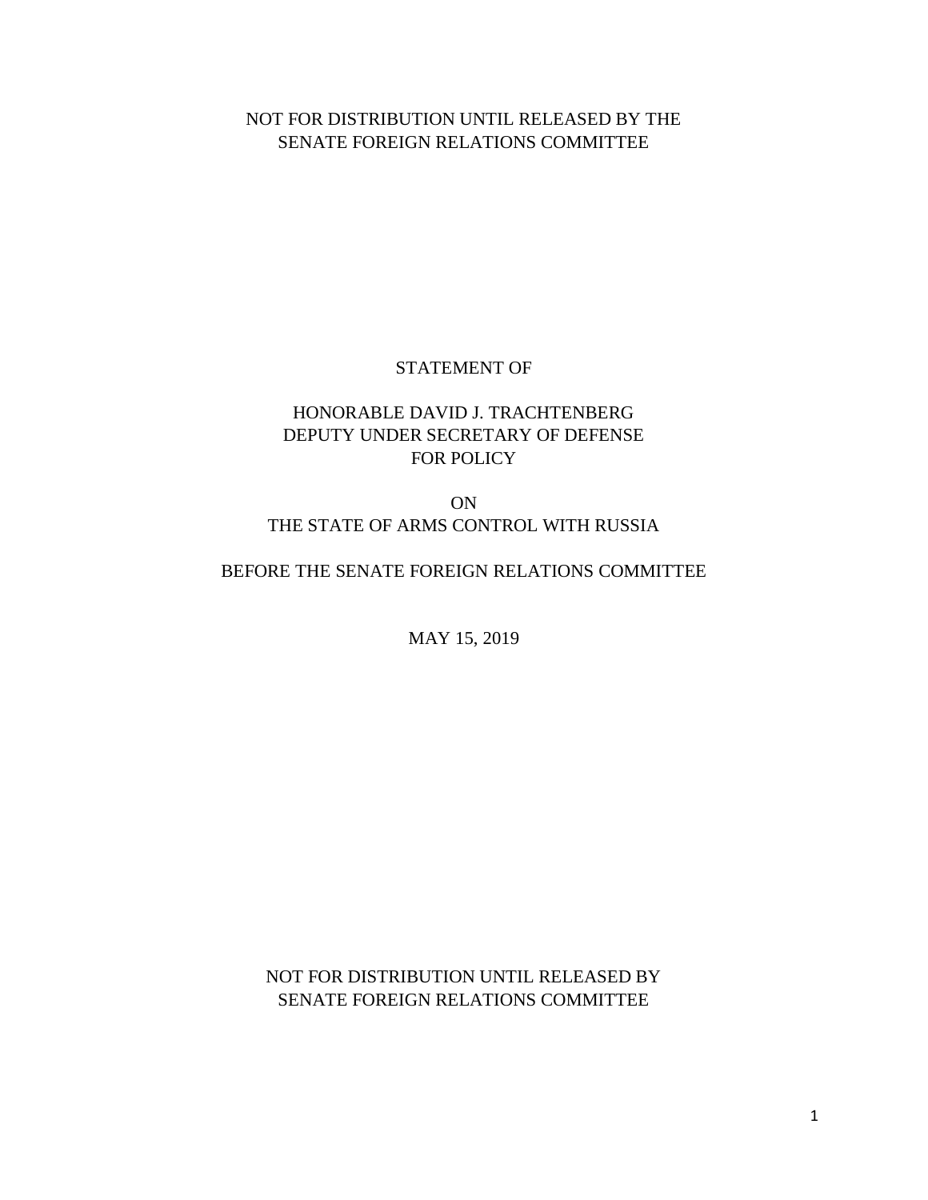NOT FOR DISTRIBUTION UNTIL RELEASED BY THE SENATE FOREIGN RELATIONS COMMITTEE

STATEMENT OF

HONORABLE DAVID J. TRACHTENBERG
DEPUTY UNDER SECRETARY OF DEFENSE
FOR POLICY

ON
THE STATE OF ARMS CONTROL WITH RUSSIA

BEFORE THE SENATE FOREIGN RELATIONS COMMITTEE

MAY 15, 2019

NOT FOR DISTRIBUTION UNTIL RELEASED BY SENATE FOREIGN RELATIONS COMMITTEE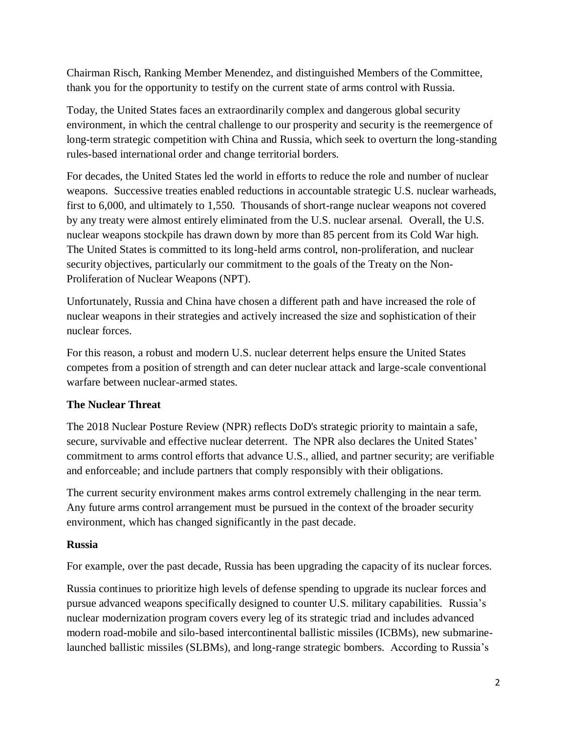Chairman Risch, Ranking Member Menendez, and distinguished Members of the Committee, thank you for the opportunity to testify on the current state of arms control with Russia.

Today, the United States faces an extraordinarily complex and dangerous global security environment, in which the central challenge to our prosperity and security is the reemergence of long-term strategic competition with China and Russia, which seek to overturn the long-standing rules-based international order and change territorial borders.

For decades, the United States led the world in efforts to reduce the role and number of nuclear weapons. Successive treaties enabled reductions in accountable strategic U.S. nuclear warheads, first to 6,000, and ultimately to 1,550. Thousands of short-range nuclear weapons not covered by any treaty were almost entirely eliminated from the U.S. nuclear arsenal. Overall, the U.S. nuclear weapons stockpile has drawn down by more than 85 percent from its Cold War high. The United States is committed to its long-held arms control, non-proliferation, and nuclear security objectives, particularly our commitment to the goals of the Treaty on the Non-Proliferation of Nuclear Weapons (NPT).

Unfortunately, Russia and China have chosen a different path and have increased the role of nuclear weapons in their strategies and actively increased the size and sophistication of their nuclear forces.

For this reason, a robust and modern U.S. nuclear deterrent helps ensure the United States competes from a position of strength and can deter nuclear attack and large-scale conventional warfare between nuclear-armed states.

**The Nuclear Threat**

The 2018 Nuclear Posture Review (NPR) reflects DoD's strategic priority to maintain a safe, secure, survivable and effective nuclear deterrent. The NPR also declares the United States' commitment to arms control efforts that advance U.S., allied, and partner security; are verifiable and enforceable; and include partners that comply responsibly with their obligations.

The current security environment makes arms control extremely challenging in the near term. Any future arms control arrangement must be pursued in the context of the broader security environment, which has changed significantly in the past decade.

**Russia**

For example, over the past decade, Russia has been upgrading the capacity of its nuclear forces.

Russia continues to prioritize high levels of defense spending to upgrade its nuclear forces and pursue advanced weapons specifically designed to counter U.S. military capabilities. Russia's nuclear modernization program covers every leg of its strategic triad and includes advanced modern road-mobile and silo-based intercontinental ballistic missiles (ICBMs), new submarine-launched ballistic missiles (SLBMs), and long-range strategic bombers. According to Russia's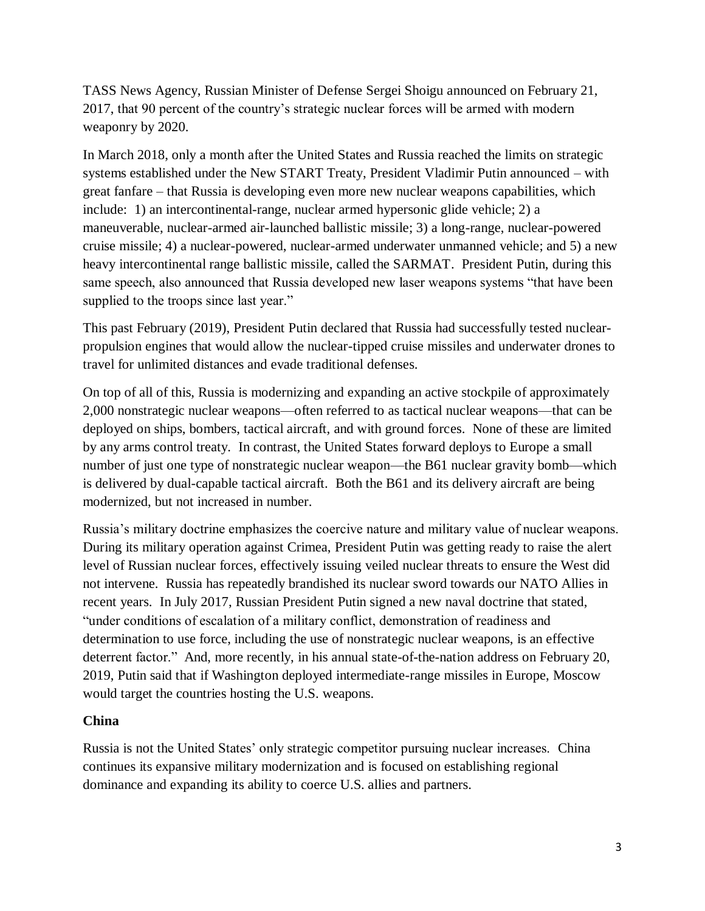TASS News Agency, Russian Minister of Defense Sergei Shoigu announced on February 21, 2017, that 90 percent of the country's strategic nuclear forces will be armed with modern weaponry by 2020.

In March 2018, only a month after the United States and Russia reached the limits on strategic systems established under the New START Treaty, President Vladimir Putin announced – with great fanfare – that Russia is developing even more new nuclear weapons capabilities, which include: 1) an intercontinental-range, nuclear armed hypersonic glide vehicle; 2) a maneuverable, nuclear-armed air-launched ballistic missile; 3) a long-range, nuclear-powered cruise missile; 4) a nuclear-powered, nuclear-armed underwater unmanned vehicle; and 5) a new heavy intercontinental range ballistic missile, called the SARMAT. President Putin, during this same speech, also announced that Russia developed new laser weapons systems "that have been supplied to the troops since last year."

This past February (2019), President Putin declared that Russia had successfully tested nuclear-propulsion engines that would allow the nuclear-tipped cruise missiles and underwater drones to travel for unlimited distances and evade traditional defenses.

On top of all of this, Russia is modernizing and expanding an active stockpile of approximately 2,000 nonstrategic nuclear weapons—often referred to as tactical nuclear weapons—that can be deployed on ships, bombers, tactical aircraft, and with ground forces. None of these are limited by any arms control treaty. In contrast, the United States forward deploys to Europe a small number of just one type of nonstrategic nuclear weapon—the B61 nuclear gravity bomb—which is delivered by dual-capable tactical aircraft. Both the B61 and its delivery aircraft are being modernized, but not increased in number.

Russia's military doctrine emphasizes the coercive nature and military value of nuclear weapons. During its military operation against Crimea, President Putin was getting ready to raise the alert level of Russian nuclear forces, effectively issuing veiled nuclear threats to ensure the West did not intervene. Russia has repeatedly brandished its nuclear sword towards our NATO Allies in recent years. In July 2017, Russian President Putin signed a new naval doctrine that stated, "under conditions of escalation of a military conflict, demonstration of readiness and determination to use force, including the use of nonstrategic nuclear weapons, is an effective deterrent factor." And, more recently, in his annual state-of-the-nation address on February 20, 2019, Putin said that if Washington deployed intermediate-range missiles in Europe, Moscow would target the countries hosting the U.S. weapons.

**China**

Russia is not the United States' only strategic competitor pursuing nuclear increases. China continues its expansive military modernization and is focused on establishing regional dominance and expanding its ability to coerce U.S. allies and partners.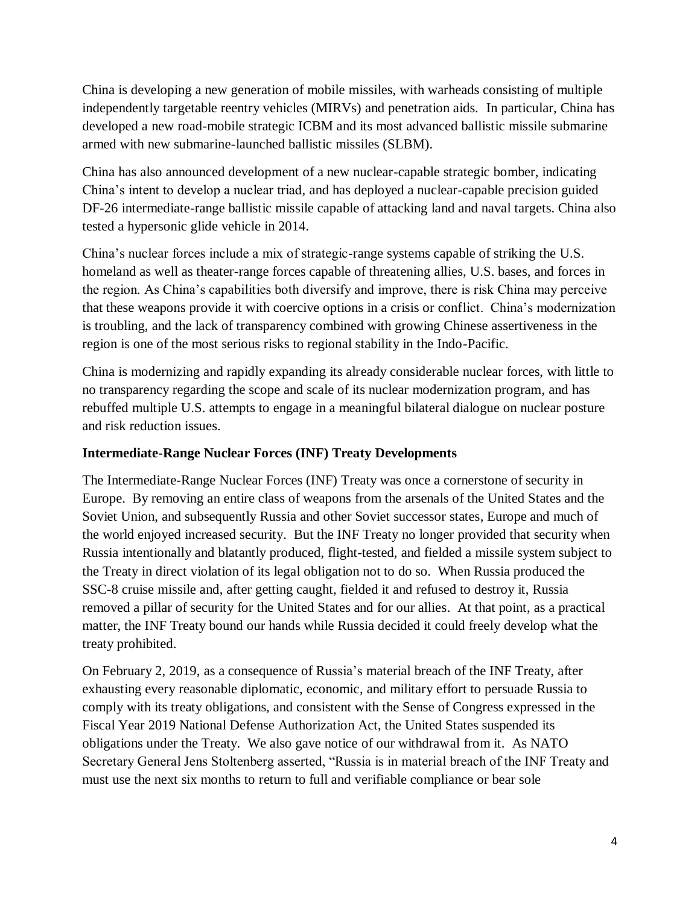China is developing a new generation of mobile missiles, with warheads consisting of multiple independently targetable reentry vehicles (MIRVs) and penetration aids. In particular, China has developed a new road-mobile strategic ICBM and its most advanced ballistic missile submarine armed with new submarine-launched ballistic missiles (SLBM).

China has also announced development of a new nuclear-capable strategic bomber, indicating China's intent to develop a nuclear triad, and has deployed a nuclear-capable precision guided DF-26 intermediate-range ballistic missile capable of attacking land and naval targets. China also tested a hypersonic glide vehicle in 2014.

China's nuclear forces include a mix of strategic-range systems capable of striking the U.S. homeland as well as theater-range forces capable of threatening allies, U.S. bases, and forces in the region. As China's capabilities both diversify and improve, there is risk China may perceive that these weapons provide it with coercive options in a crisis or conflict. China's modernization is troubling, and the lack of transparency combined with growing Chinese assertiveness in the region is one of the most serious risks to regional stability in the Indo-Pacific.

China is modernizing and rapidly expanding its already considerable nuclear forces, with little to no transparency regarding the scope and scale of its nuclear modernization program, and has rebuffed multiple U.S. attempts to engage in a meaningful bilateral dialogue on nuclear posture and risk reduction issues.

**Intermediate-Range Nuclear Forces (INF) Treaty Developments**

The Intermediate-Range Nuclear Forces (INF) Treaty was once a cornerstone of security in Europe. By removing an entire class of weapons from the arsenals of the United States and the Soviet Union, and subsequently Russia and other Soviet successor states, Europe and much of the world enjoyed increased security. But the INF Treaty no longer provided that security when Russia intentionally and blatantly produced, flight-tested, and fielded a missile system subject to the Treaty in direct violation of its legal obligation not to do so. When Russia produced the SSC-8 cruise missile and, after getting caught, fielded it and refused to destroy it, Russia removed a pillar of security for the United States and for our allies. At that point, as a practical matter, the INF Treaty bound our hands while Russia decided it could freely develop what the treaty prohibited.

On February 2, 2019, as a consequence of Russia's material breach of the INF Treaty, after exhausting every reasonable diplomatic, economic, and military effort to persuade Russia to comply with its treaty obligations, and consistent with the Sense of Congress expressed in the Fiscal Year 2019 National Defense Authorization Act, the United States suspended its obligations under the Treaty. We also gave notice of our withdrawal from it. As NATO Secretary General Jens Stoltenberg asserted, "Russia is in material breach of the INF Treaty and must use the next six months to return to full and verifiable compliance or bear sole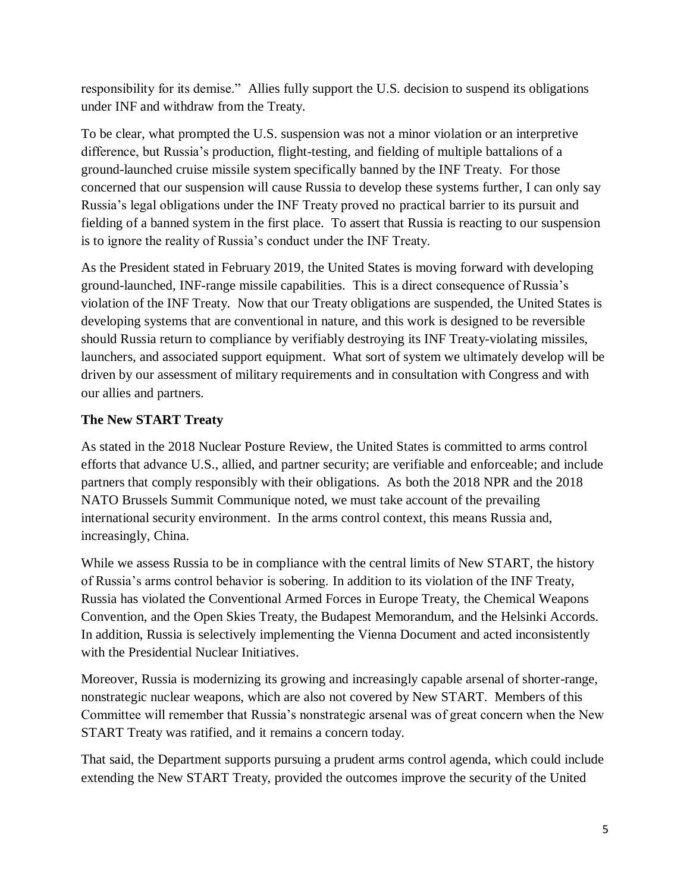responsibility for its demise." Allies fully support the U.S. decision to suspend its obligations under INF and withdraw from the Treaty.

To be clear, what prompted the U.S. suspension was not a minor violation or an interpretive difference, but Russia's production, flight-testing, and fielding of multiple battalions of a ground-launched cruise missile system specifically banned by the INF Treaty. For those concerned that our suspension will cause Russia to develop these systems further, I can only say Russia's legal obligations under the INF Treaty proved no practical barrier to its pursuit and fielding of a banned system in the first place. To assert that Russia is reacting to our suspension is to ignore the reality of Russia's conduct under the INF Treaty.

As the President stated in February 2019, the United States is moving forward with developing ground-launched, INF-range missile capabilities. This is a direct consequence of Russia's violation of the INF Treaty. Now that our Treaty obligations are suspended, the United States is developing systems that are conventional in nature, and this work is designed to be reversible should Russia return to compliance by verifiably destroying its INF Treaty-violating missiles, launchers, and associated support equipment. What sort of system we ultimately develop will be driven by our assessment of military requirements and in consultation with Congress and with our allies and partners.

**The New START Treaty**

As stated in the 2018 Nuclear Posture Review, the United States is committed to arms control efforts that advance U.S., allied, and partner security; are verifiable and enforceable; and include partners that comply responsibly with their obligations. As both the 2018 NPR and the 2018 NATO Brussels Summit Communique noted, we must take account of the prevailing international security environment. In the arms control context, this means Russia and, increasingly, China.

While we assess Russia to be in compliance with the central limits of New START, the history of Russia's arms control behavior is sobering. In addition to its violation of the INF Treaty, Russia has violated the Conventional Armed Forces in Europe Treaty, the Chemical Weapons Convention, and the Open Skies Treaty, the Budapest Memorandum, and the Helsinki Accords. In addition, Russia is selectively implementing the Vienna Document and acted inconsistently with the Presidential Nuclear Initiatives.

Moreover, Russia is modernizing its growing and increasingly capable arsenal of shorter-range, nonstrategic nuclear weapons, which are also not covered by New START. Members of this Committee will remember that Russia's nonstrategic arsenal was of great concern when the New START Treaty was ratified, and it remains a concern today.

That said, the Department supports pursuing a prudent arms control agenda, which could include extending the New START Treaty, provided the outcomes improve the security of the United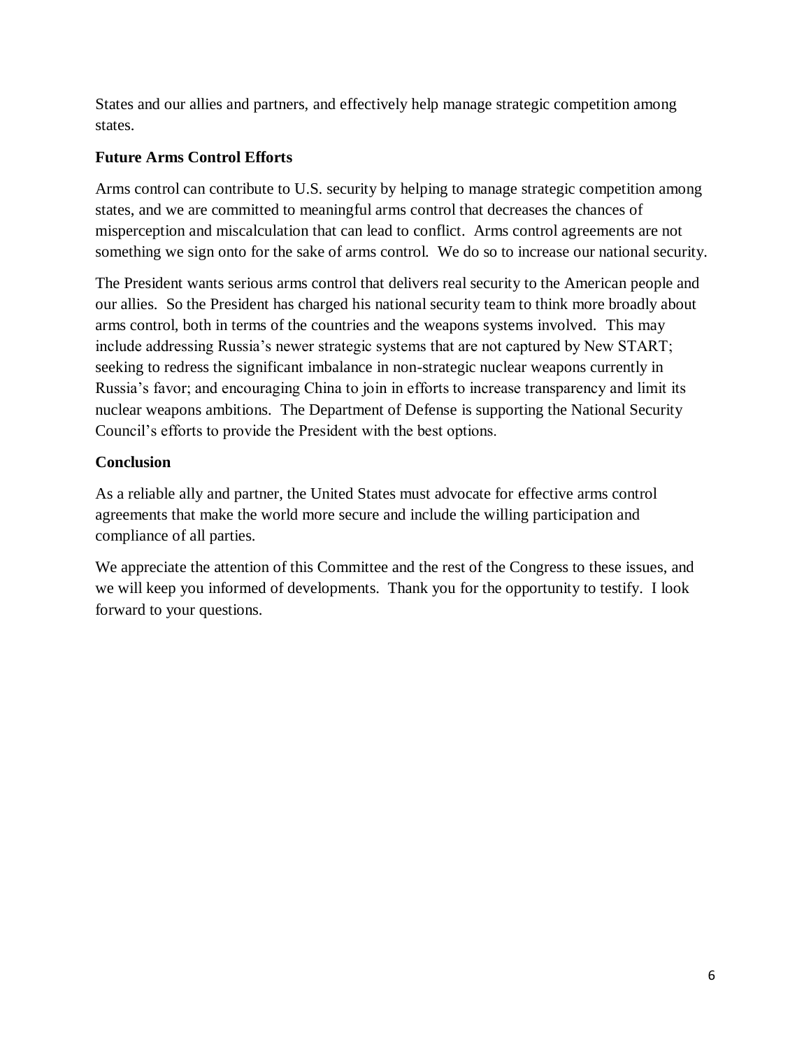States and our allies and partners, and effectively help manage strategic competition among states.

## Future Arms Control Efforts

Arms control can contribute to U.S. security by helping to manage strategic competition among states, and we are committed to meaningful arms control that decreases the chances of misperception and miscalculation that can lead to conflict. Arms control agreements are not something we sign onto for the sake of arms control. We do so to increase our national security.

The President wants serious arms control that delivers real security to the American people and our allies. So the President has charged his national security team to think more broadly about arms control, both in terms of the countries and the weapons systems involved. This may include addressing Russia's newer strategic systems that are not captured by New START; seeking to redress the significant imbalance in non-strategic nuclear weapons currently in Russia's favor; and encouraging China to join in efforts to increase transparency and limit its nuclear weapons ambitions. The Department of Defense is supporting the National Security Council's efforts to provide the President with the best options.

## Conclusion

As a reliable ally and partner, the United States must advocate for effective arms control agreements that make the world more secure and include the willing participation and compliance of all parties.

We appreciate the attention of this Committee and the rest of the Congress to these issues, and we will keep you informed of developments. Thank you for the opportunity to testify. I look forward to your questions.